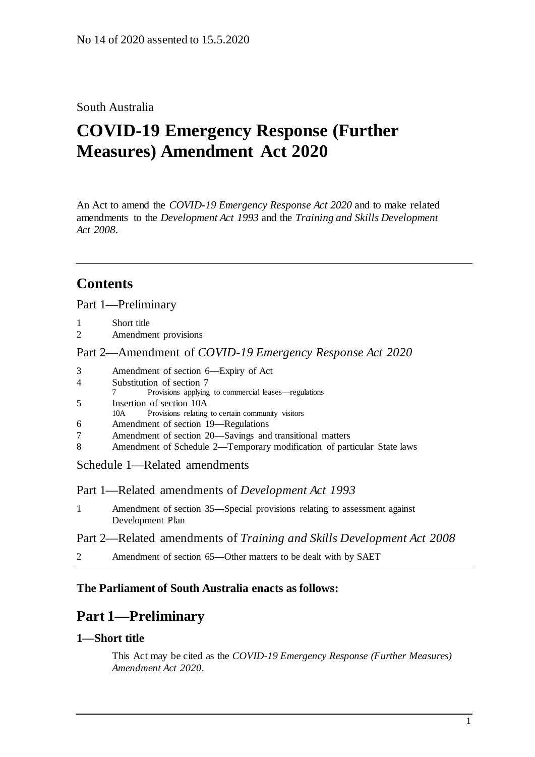No 14 of 2020 assented to 15.5.2020

South Australia

# COVID-19 Emergency Response (Further Measures) Amendment Act 2020

An Act to amend the *COVID-19 Emergency Response Act 2020* and to make related amendments to the *Development Act 1993* and the *Training and Skills Development Act 2008*.

---

## Contents

Part 1—Preliminary

1 Short title
2 Amendment provisions

Part 2—Amendment of *COVID-19 Emergency Response Act 2020*

3 Amendment of section 6—Expiry of Act
4 Substitution of section 7
  7 Provisions applying to commercial leases—regulations
5 Insertion of section 10A
  10A Provisions relating to certain community visitors
6 Amendment of section 19—Regulations
7 Amendment of section 20—Savings and transitional matters
8 Amendment of Schedule 2—Temporary modification of particular State laws

Schedule 1—Related amendments

Part 1—Related amendments of *Development Act 1993*

1 Amendment of section 35—Special provisions relating to assessment against Development Plan

Part 2—Related amendments of *Training and Skills Development Act 2008*

2 Amendment of section 65—Other matters to be dealt with by SAET

---

**The Parliament of South Australia enacts as follows:**

## Part 1—Preliminary

### 1—Short title

This Act may be cited as the *COVID-19 Emergency Response (Further Measures) Amendment Act 2020*.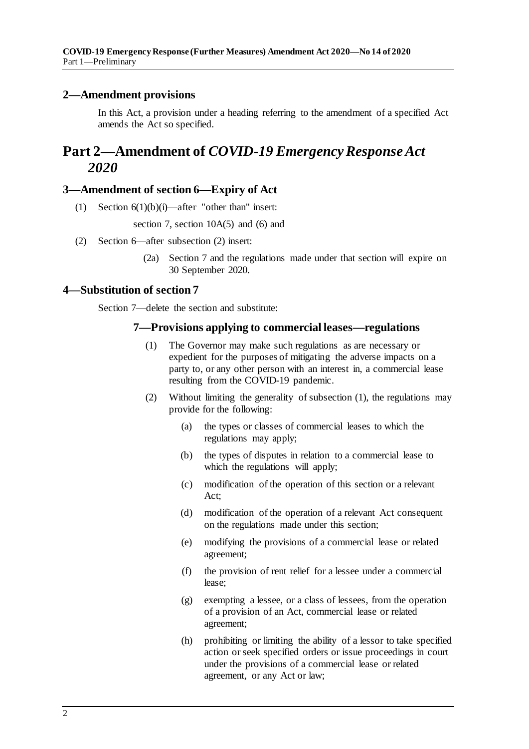### 2—Amendment provisions

In this Act, a provision under a heading referring to the amendment of a specified Act amends the Act so specified.

## Part 2—Amendment of *COVID-19 Emergency Response Act 2020*

### 3—Amendment of section 6—Expiry of Act

(1) Section 6(1)(b)(i)—after "other than" insert:

section 7, section 10A(5) and (6) and

(2) Section 6—after subsection (2) insert:

(2a) Section 7 and the regulations made under that section will expire on 30 September 2020.

### 4—Substitution of section 7

Section 7—delete the section and substitute:

#### 7—Provisions applying to commercial leases—regulations

(1) The Governor may make such regulations as are necessary or expedient for the purposes of mitigating the adverse impacts on a party to, or any other person with an interest in, a commercial lease resulting from the COVID-19 pandemic.

(2) Without limiting the generality of subsection (1), the regulations may provide for the following:

(a) the types or classes of commercial leases to which the regulations may apply;

(b) the types of disputes in relation to a commercial lease to which the regulations will apply;

(c) modification of the operation of this section or a relevant Act;

(d) modification of the operation of a relevant Act consequent on the regulations made under this section;

(e) modifying the provisions of a commercial lease or related agreement;

(f) the provision of rent relief for a lessee under a commercial lease;

(g) exempting a lessee, or a class of lessees, from the operation of a provision of an Act, commercial lease or related agreement;

(h) prohibiting or limiting the ability of a lessor to take specified action or seek specified orders or issue proceedings in court under the provisions of a commercial lease or related agreement, or any Act or law;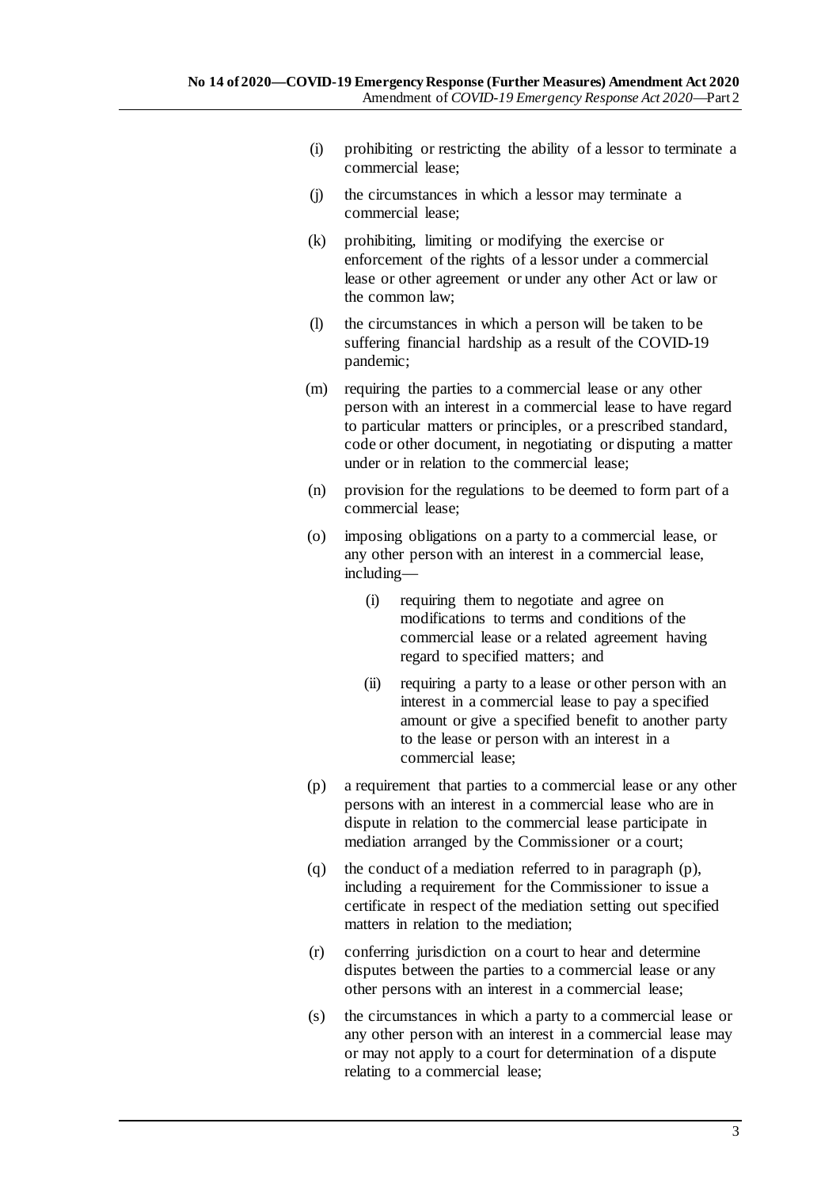(i) prohibiting or restricting the ability of a lessor to terminate a commercial lease;

(j) the circumstances in which a lessor may terminate a commercial lease;

(k) prohibiting, limiting or modifying the exercise or enforcement of the rights of a lessor under a commercial lease or other agreement or under any other Act or law or the common law;

(l) the circumstances in which a person will be taken to be suffering financial hardship as a result of the COVID-19 pandemic;

(m) requiring the parties to a commercial lease or any other person with an interest in a commercial lease to have regard to particular matters or principles, or a prescribed standard, code or other document, in negotiating or disputing a matter under or in relation to the commercial lease;

(n) provision for the regulations to be deemed to form part of a commercial lease;

(o) imposing obligations on a party to a commercial lease, or any other person with an interest in a commercial lease, including—

  (i) requiring them to negotiate and agree on modifications to terms and conditions of the commercial lease or a related agreement having regard to specified matters; and

  (ii) requiring a party to a lease or other person with an interest in a commercial lease to pay a specified amount or give a specified benefit to another party to the lease or person with an interest in a commercial lease;

(p) a requirement that parties to a commercial lease or any other persons with an interest in a commercial lease who are in dispute in relation to the commercial lease participate in mediation arranged by the Commissioner or a court;

(q) the conduct of a mediation referred to in paragraph (p), including a requirement for the Commissioner to issue a certificate in respect of the mediation setting out specified matters in relation to the mediation;

(r) conferring jurisdiction on a court to hear and determine disputes between the parties to a commercial lease or any other persons with an interest in a commercial lease;

(s) the circumstances in which a party to a commercial lease or any other person with an interest in a commercial lease may or may not apply to a court for determination of a dispute relating to a commercial lease;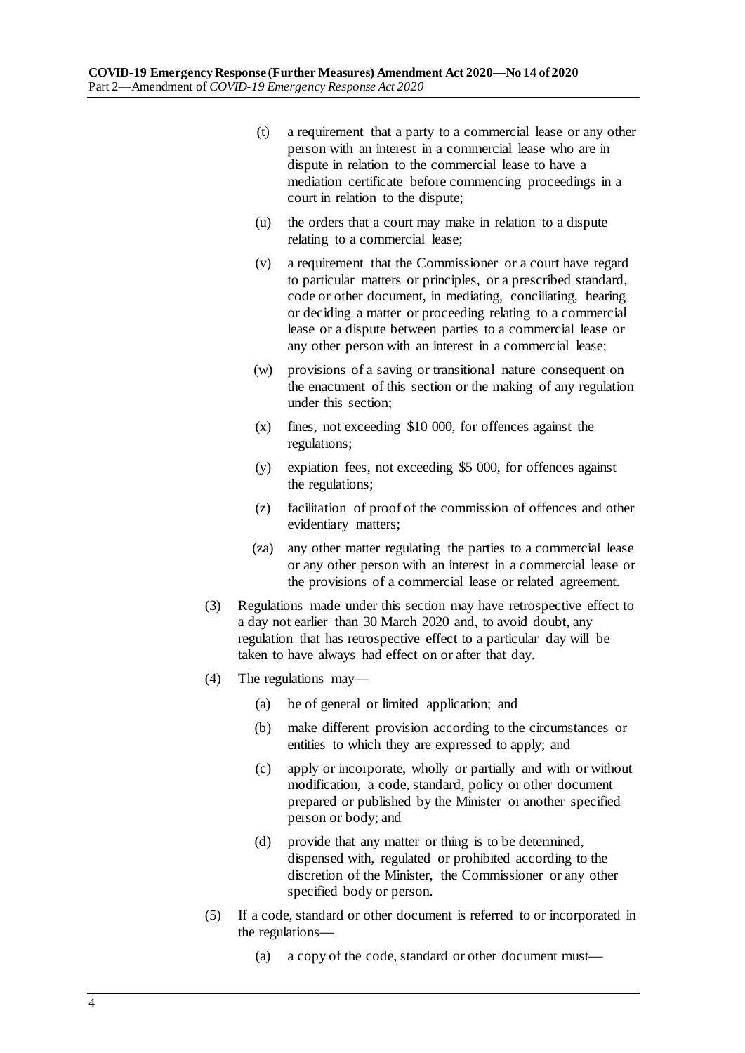(t) a requirement that a party to a commercial lease or any other person with an interest in a commercial lease who are in dispute in relation to the commercial lease to have a mediation certificate before commencing proceedings in a court in relation to the dispute;

(u) the orders that a court may make in relation to a dispute relating to a commercial lease;

(v) a requirement that the Commissioner or a court have regard to particular matters or principles, or a prescribed standard, code or other document, in mediating, conciliating, hearing or deciding a matter or proceeding relating to a commercial lease or a dispute between parties to a commercial lease or any other person with an interest in a commercial lease;

(w) provisions of a saving or transitional nature consequent on the enactment of this section or the making of any regulation under this section;

(x) fines, not exceeding $10 000, for offences against the regulations;

(y) expiation fees, not exceeding $5 000, for offences against the regulations;

(z) facilitation of proof of the commission of offences and other evidentiary matters;

(za) any other matter regulating the parties to a commercial lease or any other person with an interest in a commercial lease or the provisions of a commercial lease or related agreement.

(3) Regulations made under this section may have retrospective effect to a day not earlier than 30 March 2020 and, to avoid doubt, any regulation that has retrospective effect to a particular day will be taken to have always had effect on or after that day.

(4) The regulations may—

(a) be of general or limited application; and

(b) make different provision according to the circumstances or entities to which they are expressed to apply; and

(c) apply or incorporate, wholly or partially and with or without modification, a code, standard, policy or other document prepared or published by the Minister or another specified person or body; and

(d) provide that any matter or thing is to be determined, dispensed with, regulated or prohibited according to the discretion of the Minister, the Commissioner or any other specified body or person.

(5) If a code, standard or other document is referred to or incorporated in the regulations—

(a) a copy of the code, standard or other document must—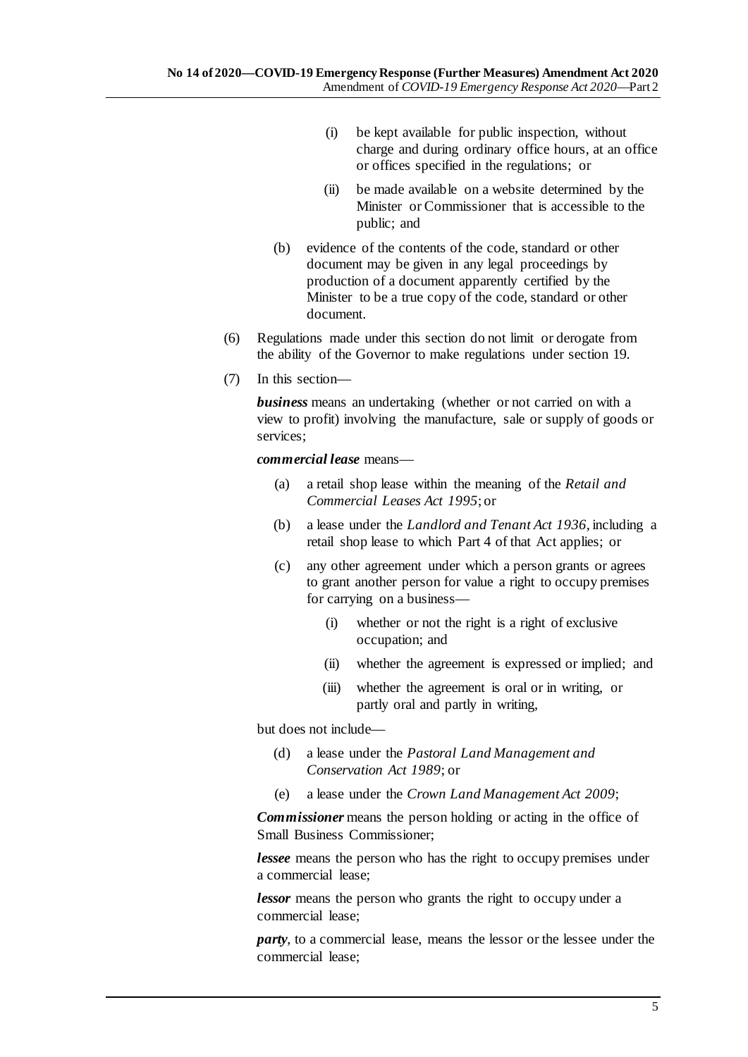(i) be kept available for public inspection, without charge and during ordinary office hours, at an office or offices specified in the regulations; or

(ii) be made available on a website determined by the Minister or Commissioner that is accessible to the public; and

(b) evidence of the contents of the code, standard or other document may be given in any legal proceedings by production of a document apparently certified by the Minister to be a true copy of the code, standard or other document.

(6) Regulations made under this section do not limit or derogate from the ability of the Governor to make regulations under section 19.

(7) In this section—

***business*** means an undertaking (whether or not carried on with a view to profit) involving the manufacture, sale or supply of goods or services;

***commercial lease*** means—

(a) a retail shop lease within the meaning of the *Retail and Commercial Leases Act 1995*; or

(b) a lease under the *Landlord and Tenant Act 1936*, including a retail shop lease to which Part 4 of that Act applies; or

(c) any other agreement under which a person grants or agrees to grant another person for value a right to occupy premises for carrying on a business—

(i) whether or not the right is a right of exclusive occupation; and

(ii) whether the agreement is expressed or implied; and

(iii) whether the agreement is oral or in writing, or partly oral and partly in writing,

but does not include—

(d) a lease under the *Pastoral Land Management and Conservation Act 1989*; or

(e) a lease under the *Crown Land Management Act 2009*;

***Commissioner*** means the person holding or acting in the office of Small Business Commissioner;

***lessee*** means the person who has the right to occupy premises under a commercial lease;

***lessor*** means the person who grants the right to occupy under a commercial lease;

***party***, to a commercial lease, means the lessor or the lessee under the commercial lease;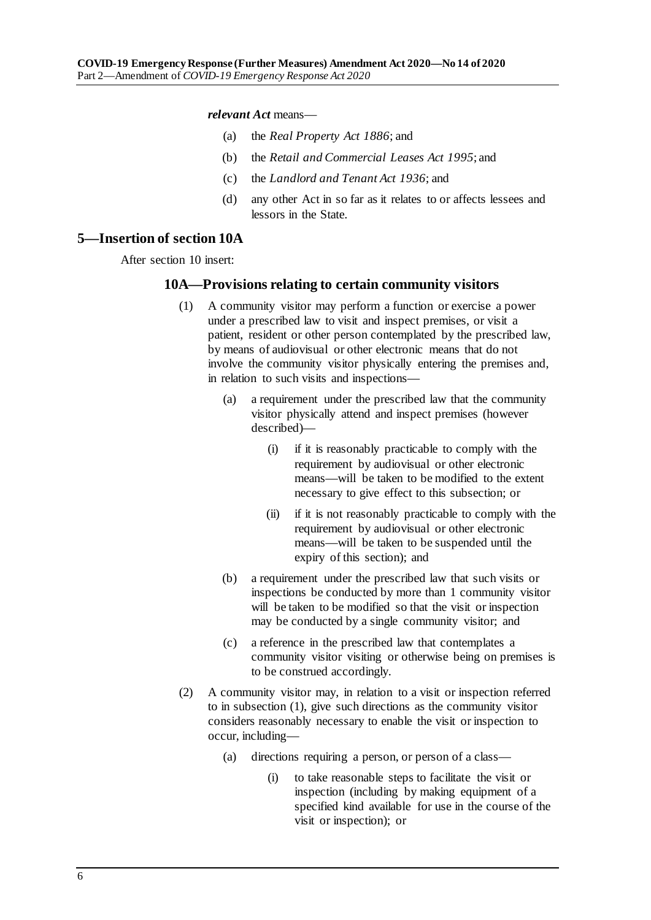***relevant Act*** means—

- (a) the *Real Property Act 1886*; and
- (b) the *Retail and Commercial Leases Act 1995*; and
- (c) the *Landlord and Tenant Act 1936*; and
- (d) any other Act in so far as it relates to or affects lessees and lessors in the State.

## 5—Insertion of section 10A

After section 10 insert:

### 10A—Provisions relating to certain community visitors

(1) A community visitor may perform a function or exercise a power under a prescribed law to visit and inspect premises, or visit a patient, resident or other person contemplated by the prescribed law, by means of audiovisual or other electronic means that do not involve the community visitor physically entering the premises and, in relation to such visits and inspections—

- (a) a requirement under the prescribed law that the community visitor physically attend and inspect premises (however described)—
  - (i) if it is reasonably practicable to comply with the requirement by audiovisual or other electronic means—will be taken to be modified to the extent necessary to give effect to this subsection; or
  - (ii) if it is not reasonably practicable to comply with the requirement by audiovisual or other electronic means—will be taken to be suspended until the expiry of this section); and
- (b) a requirement under the prescribed law that such visits or inspections be conducted by more than 1 community visitor will be taken to be modified so that the visit or inspection may be conducted by a single community visitor; and
- (c) a reference in the prescribed law that contemplates a community visitor visiting or otherwise being on premises is to be construed accordingly.

(2) A community visitor may, in relation to a visit or inspection referred to in subsection (1), give such directions as the community visitor considers reasonably necessary to enable the visit or inspection to occur, including—

- (a) directions requiring a person, or person of a class—
  - (i) to take reasonable steps to facilitate the visit or inspection (including by making equipment of a specified kind available for use in the course of the visit or inspection); or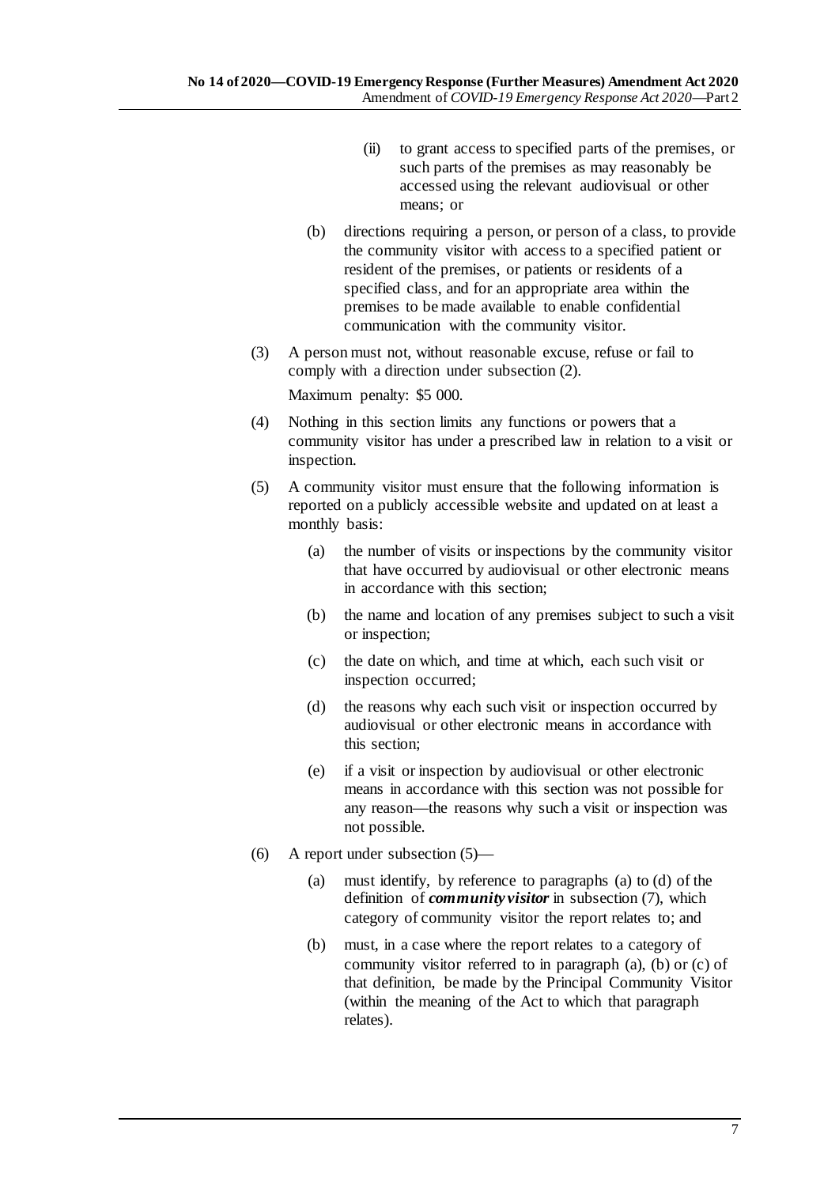(ii) to grant access to specified parts of the premises, or such parts of the premises as may reasonably be accessed using the relevant audiovisual or other means; or

(b) directions requiring a person, or person of a class, to provide the community visitor with access to a specified patient or resident of the premises, or patients or residents of a specified class, and for an appropriate area within the premises to be made available to enable confidential communication with the community visitor.

(3) A person must not, without reasonable excuse, refuse or fail to comply with a direction under subsection (2).

Maximum penalty: $5 000.

(4) Nothing in this section limits any functions or powers that a community visitor has under a prescribed law in relation to a visit or inspection.

(5) A community visitor must ensure that the following information is reported on a publicly accessible website and updated on at least a monthly basis:

(a) the number of visits or inspections by the community visitor that have occurred by audiovisual or other electronic means in accordance with this section;

(b) the name and location of any premises subject to such a visit or inspection;

(c) the date on which, and time at which, each such visit or inspection occurred;

(d) the reasons why each such visit or inspection occurred by audiovisual or other electronic means in accordance with this section;

(e) if a visit or inspection by audiovisual or other electronic means in accordance with this section was not possible for any reason—the reasons why such a visit or inspection was not possible.

(6) A report under subsection (5)—

(a) must identify, by reference to paragraphs (a) to (d) of the definition of ***community visitor*** in subsection (7), which category of community visitor the report relates to; and

(b) must, in a case where the report relates to a category of community visitor referred to in paragraph (a), (b) or (c) of that definition, be made by the Principal Community Visitor (within the meaning of the Act to which that paragraph relates).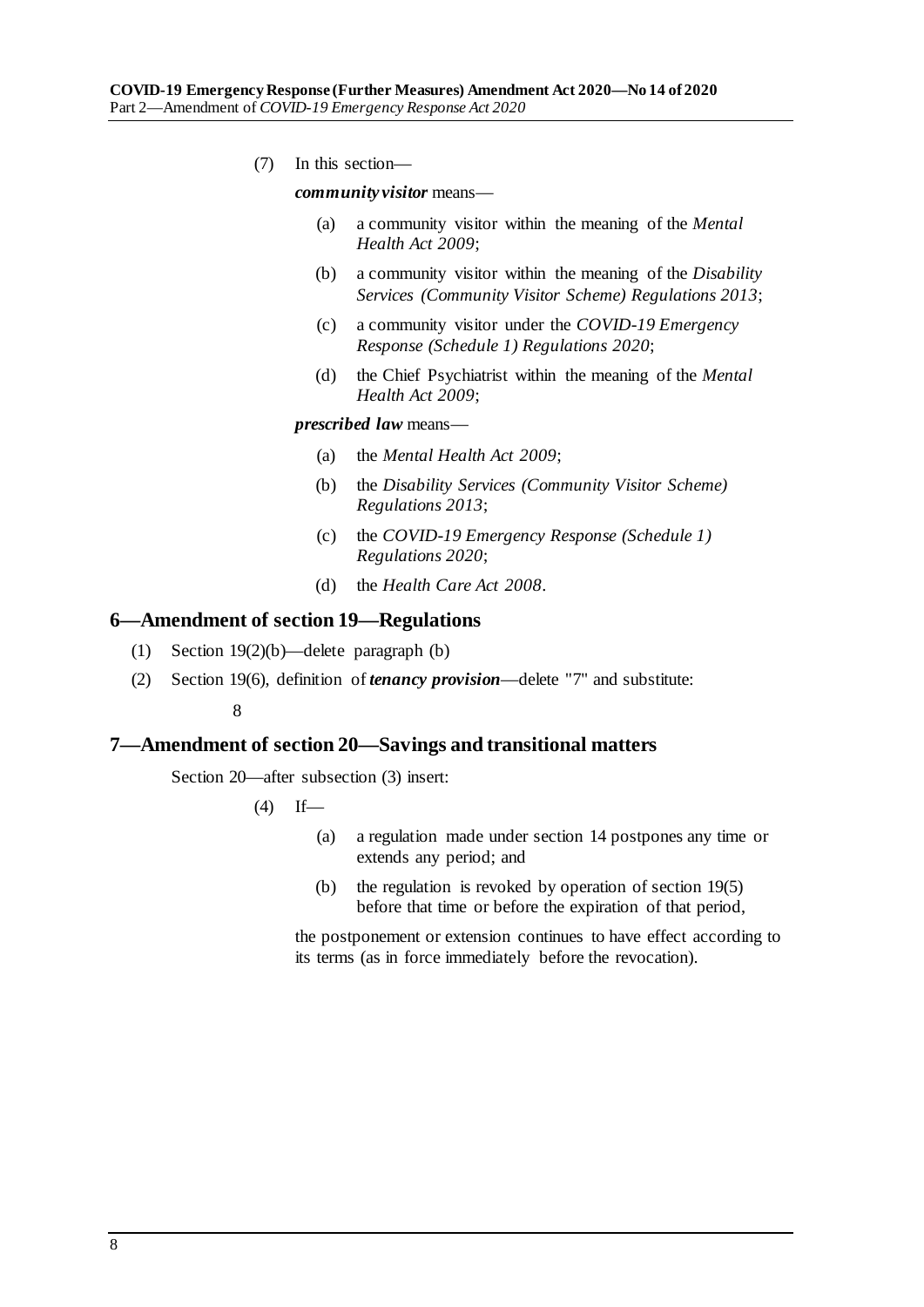(7) In this section—

***community visitor*** means—

(a) a community visitor within the meaning of the *Mental Health Act 2009*;

(b) a community visitor within the meaning of the *Disability Services (Community Visitor Scheme) Regulations 2013*;

(c) a community visitor under the *COVID-19 Emergency Response (Schedule 1) Regulations 2020*;

(d) the Chief Psychiatrist within the meaning of the *Mental Health Act 2009*;

***prescribed law*** means—

(a) the *Mental Health Act 2009*;

(b) the *Disability Services (Community Visitor Scheme) Regulations 2013*;

(c) the *COVID-19 Emergency Response (Schedule 1) Regulations 2020*;

(d) the *Health Care Act 2008*.

## 6—Amendment of section 19—Regulations

(1) Section 19(2)(b)—delete paragraph (b)

(2) Section 19(6), definition of ***tenancy provision***—delete "7" and substitute:

8

## 7—Amendment of section 20—Savings and transitional matters

Section 20—after subsection (3) insert:

(4) If—

(a) a regulation made under section 14 postpones any time or extends any period; and

(b) the regulation is revoked by operation of section 19(5) before that time or before the expiration of that period,

the postponement or extension continues to have effect according to its terms (as in force immediately before the revocation).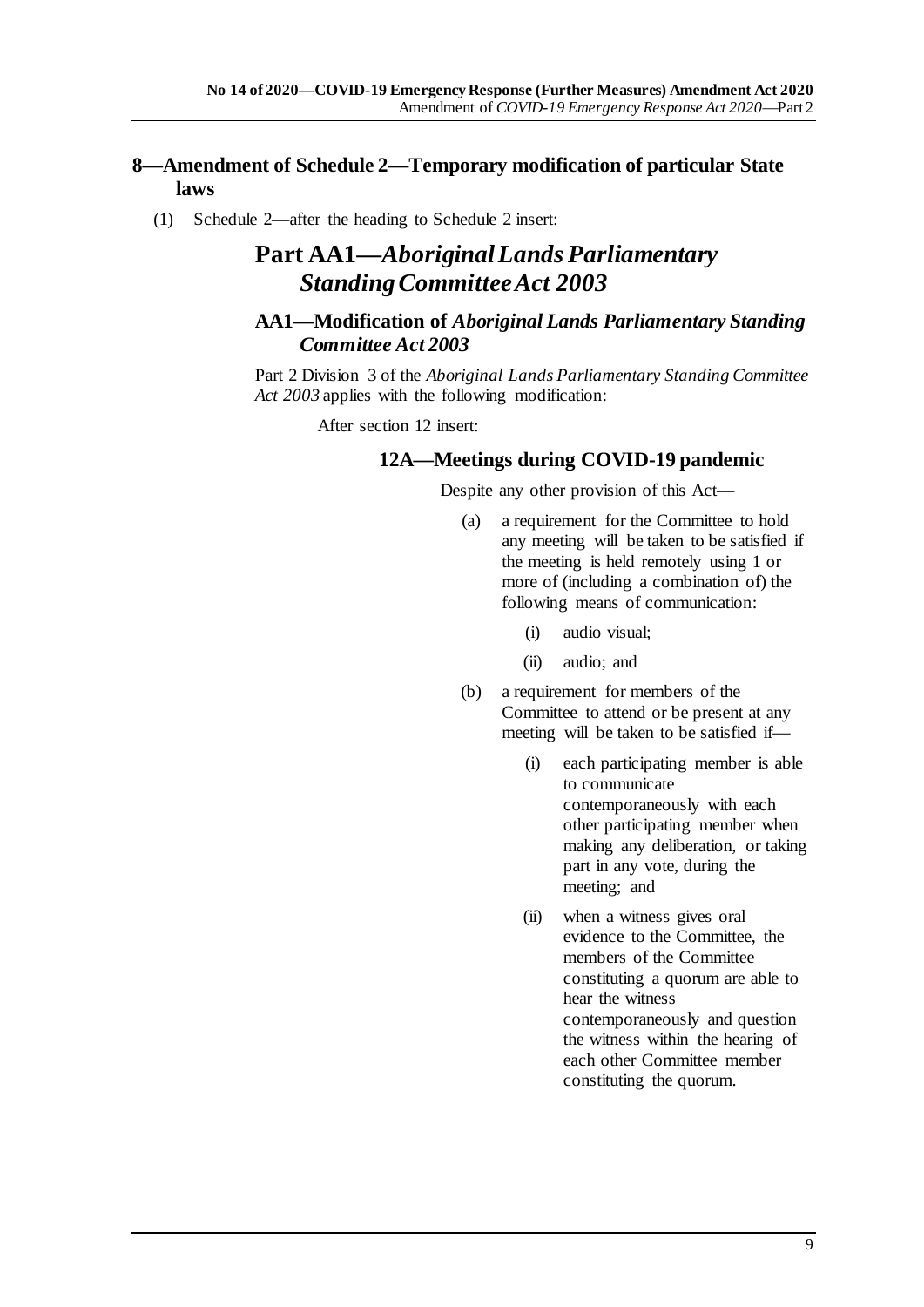## 8—Amendment of Schedule 2—Temporary modification of particular State laws

(1) Schedule 2—after the heading to Schedule 2 insert:

# Part AA1—*Aboriginal Lands Parliamentary Standing Committee Act 2003*

## AA1—Modification of *Aboriginal Lands Parliamentary Standing Committee Act 2003*

Part 2 Division 3 of the *Aboriginal Lands Parliamentary Standing Committee Act 2003* applies with the following modification:

After section 12 insert:

### 12A—Meetings during COVID-19 pandemic

Despite any other provision of this Act—

(a) a requirement for the Committee to hold any meeting will be taken to be satisfied if the meeting is held remotely using 1 or more of (including a combination of) the following means of communication:

(i) audio visual;

(ii) audio; and

(b) a requirement for members of the Committee to attend or be present at any meeting will be taken to be satisfied if—

(i) each participating member is able to communicate contemporaneously with each other participating member when making any deliberation, or taking part in any vote, during the meeting; and

(ii) when a witness gives oral evidence to the Committee, the members of the Committee constituting a quorum are able to hear the witness contemporaneously and question the witness within the hearing of each other Committee member constituting the quorum.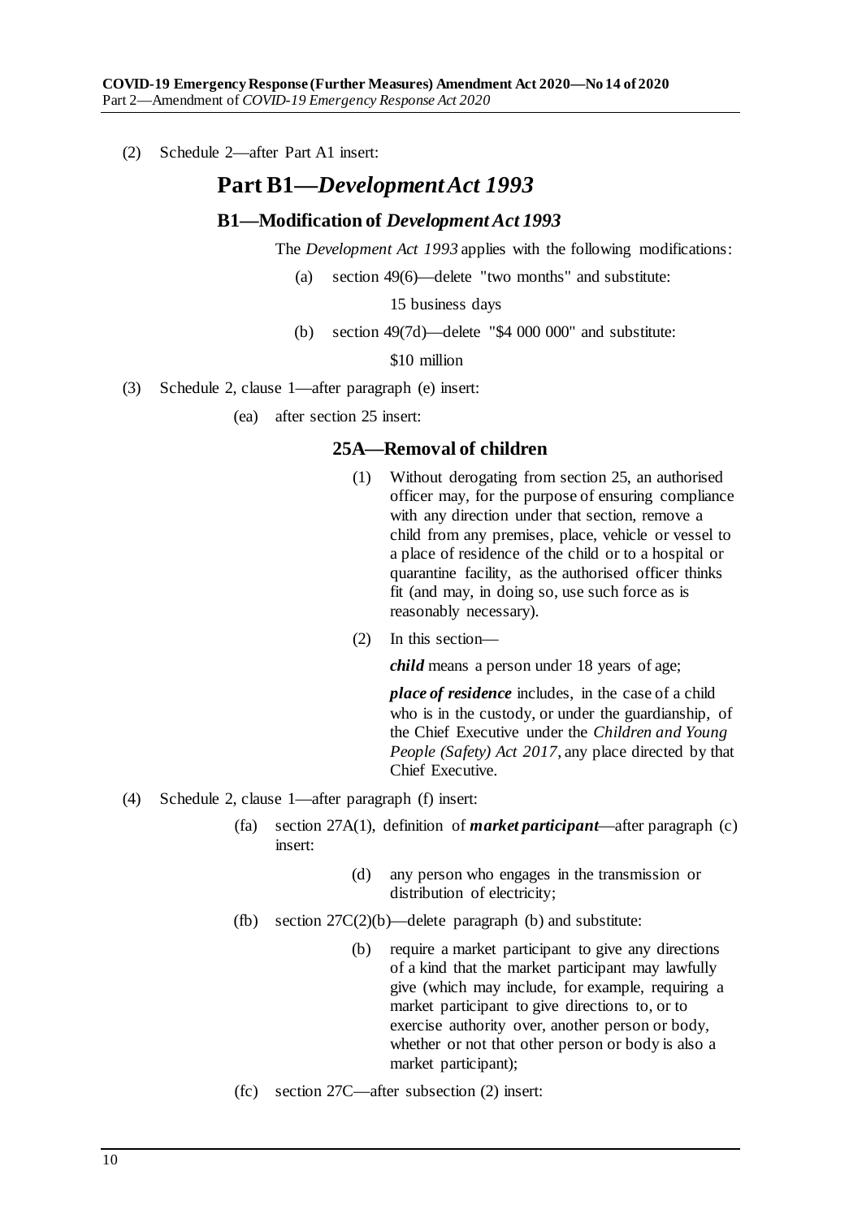(2) Schedule 2—after Part A1 insert:

# Part B1—*Development Act 1993*

## B1—Modification of *Development Act 1993*

The *Development Act 1993* applies with the following modifications:

(a) section 49(6)—delete "two months" and substitute:

15 business days

(b) section 49(7d)—delete "$4 000 000" and substitute:

$10 million

(3) Schedule 2, clause 1—after paragraph (e) insert:

(ea) after section 25 insert:

### 25A—Removal of children

(1) Without derogating from section 25, an authorised officer may, for the purpose of ensuring compliance with any direction under that section, remove a child from any premises, place, vehicle or vessel to a place of residence of the child or to a hospital or quarantine facility, as the authorised officer thinks fit (and may, in doing so, use such force as is reasonably necessary).

(2) In this section—

***child*** means a person under 18 years of age;

***place of residence*** includes, in the case of a child who is in the custody, or under the guardianship, of the Chief Executive under the *Children and Young People (Safety) Act 2017*, any place directed by that Chief Executive.

(4) Schedule 2, clause 1—after paragraph (f) insert:

(fa) section 27A(1), definition of ***market participant***—after paragraph (c) insert:

(d) any person who engages in the transmission or distribution of electricity;

(fb) section 27C(2)(b)—delete paragraph (b) and substitute:

(b) require a market participant to give any directions of a kind that the market participant may lawfully give (which may include, for example, requiring a market participant to give directions to, or to exercise authority over, another person or body, whether or not that other person or body is also a market participant);

(fc) section 27C—after subsection (2) insert: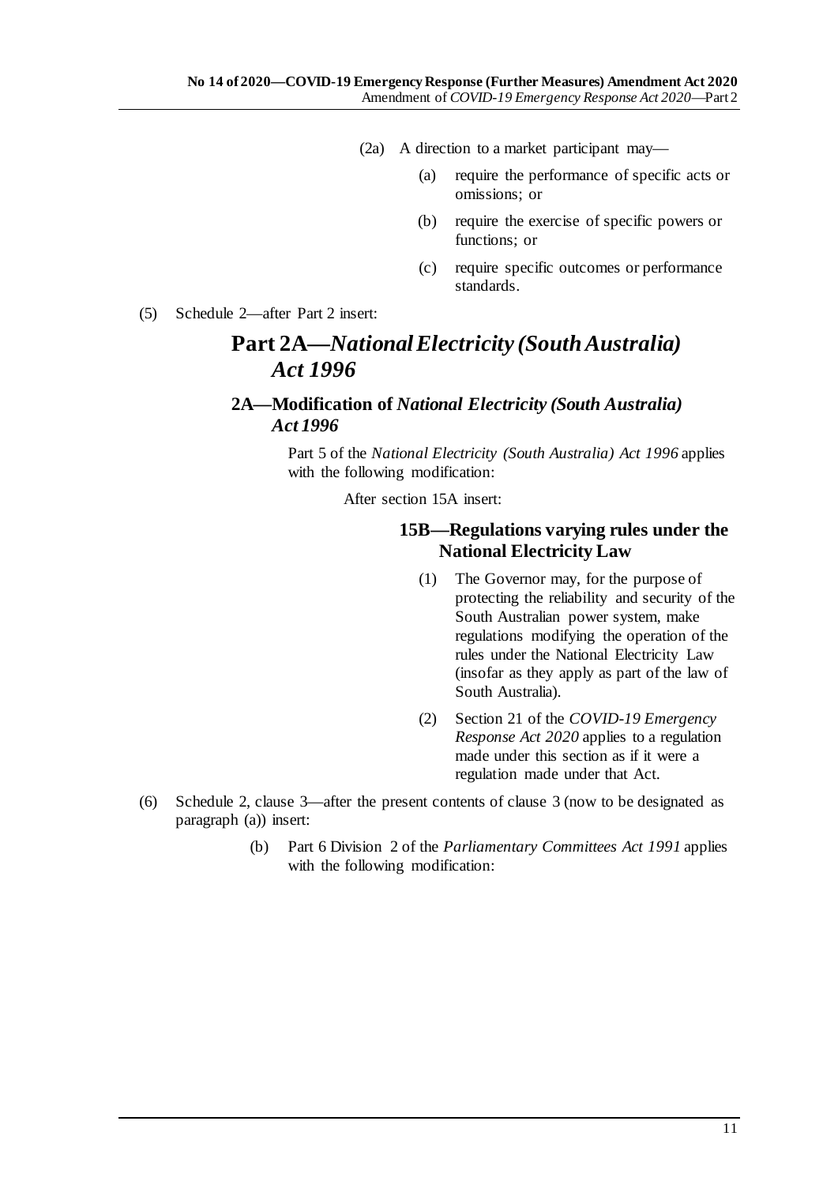(2a) A direction to a market participant may—

(a) require the performance of specific acts or omissions; or

(b) require the exercise of specific powers or functions; or

(c) require specific outcomes or performance standards.

(5) Schedule 2—after Part 2 insert:

## Part 2A—*National Electricity (South Australia) Act 1996*

### 2A—Modification of *National Electricity (South Australia) Act 1996*

Part 5 of the *National Electricity (South Australia) Act 1996* applies with the following modification:

After section 15A insert:

#### 15B—Regulations varying rules under the National Electricity Law

(1) The Governor may, for the purpose of protecting the reliability and security of the South Australian power system, make regulations modifying the operation of the rules under the National Electricity Law (insofar as they apply as part of the law of South Australia).

(2) Section 21 of the *COVID-19 Emergency Response Act 2020* applies to a regulation made under this section as if it were a regulation made under that Act.

(6) Schedule 2, clause 3—after the present contents of clause 3 (now to be designated as paragraph (a)) insert:

(b) Part 6 Division 2 of the *Parliamentary Committees Act 1991* applies with the following modification: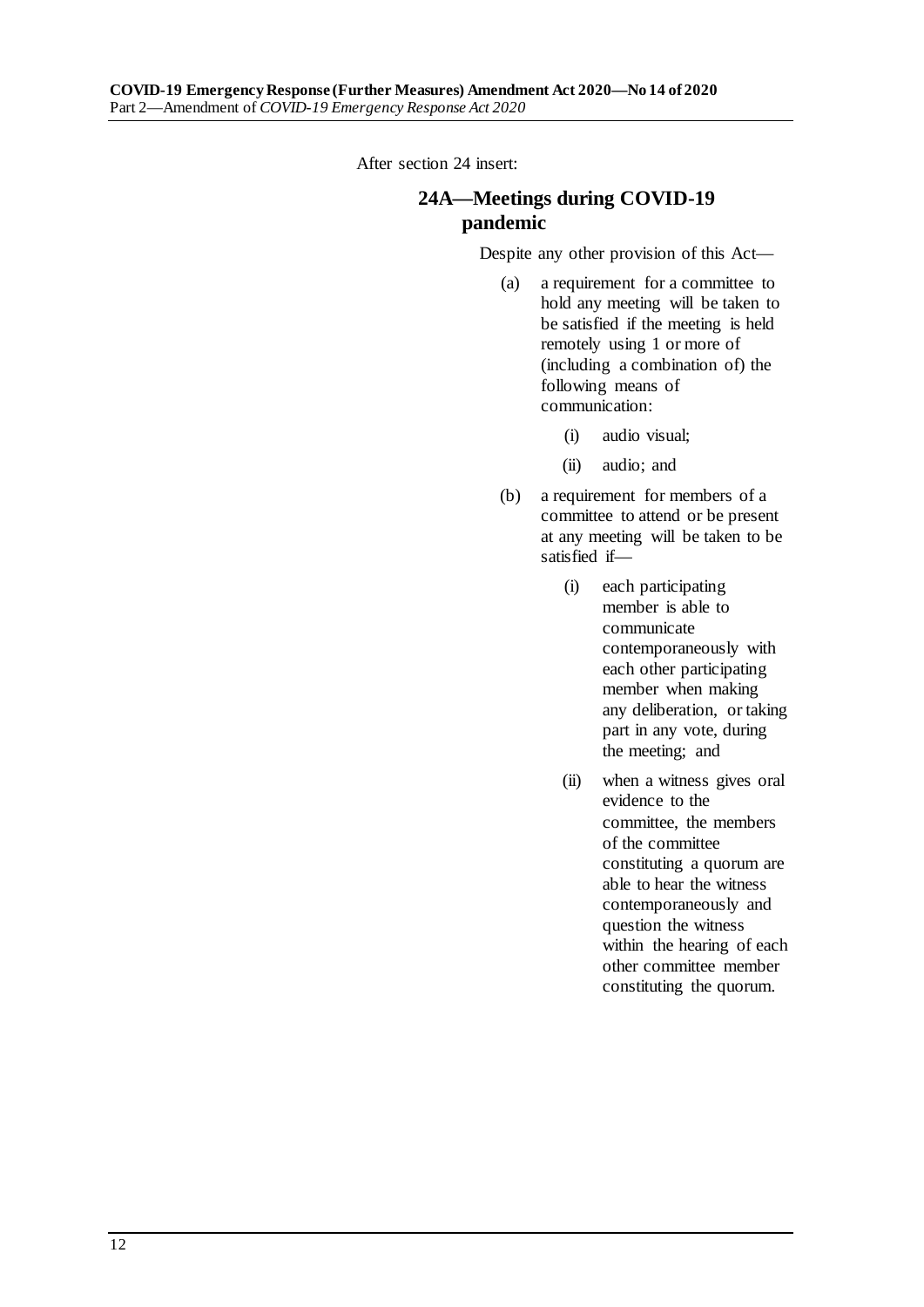After section 24 insert:

## 24A—Meetings during COVID-19 pandemic

Despite any other provision of this Act—

(a) a requirement for a committee to hold any meeting will be taken to be satisfied if the meeting is held remotely using 1 or more of (including a combination of) the following means of communication:

  (i) audio visual;

  (ii) audio; and

(b) a requirement for members of a committee to attend or be present at any meeting will be taken to be satisfied if—

  (i) each participating member is able to communicate contemporaneously with each other participating member when making any deliberation, or taking part in any vote, during the meeting; and

  (ii) when a witness gives oral evidence to the committee, the members of the committee constituting a quorum are able to hear the witness contemporaneously and question the witness within the hearing of each other committee member constituting the quorum.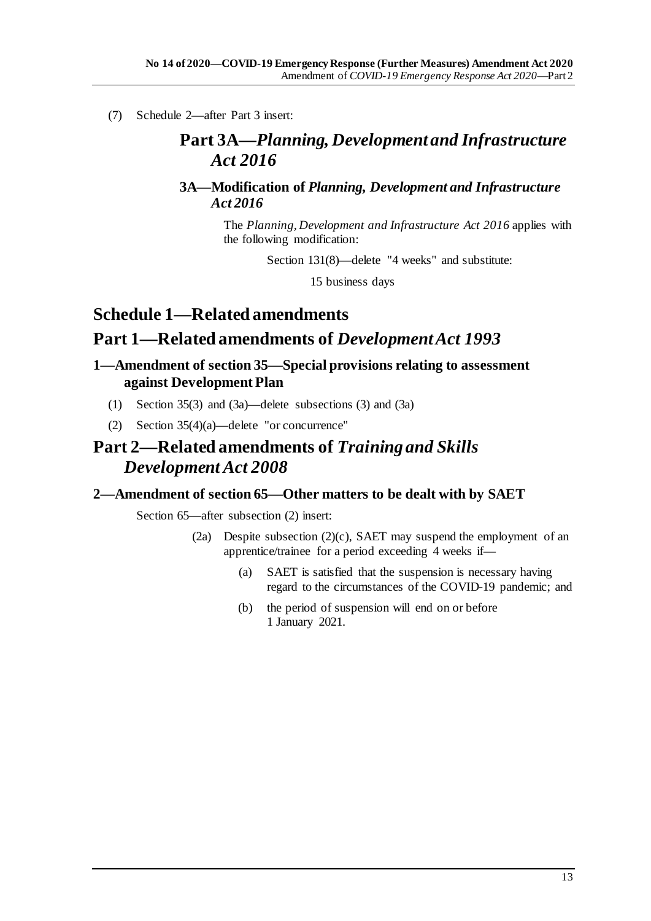(7) Schedule 2—after Part 3 insert:

## Part 3A—*Planning, Development and Infrastructure Act 2016*

### 3A—Modification of *Planning, Development and Infrastructure Act 2016*

The *Planning, Development and Infrastructure Act 2016* applies with the following modification:

Section 131(8)—delete "4 weeks" and substitute:

15 business days

# Schedule 1—Related amendments

# Part 1—Related amendments of *Development Act 1993*

### 1—Amendment of section 35—Special provisions relating to assessment against Development Plan

(1) Section 35(3) and (3a)—delete subsections (3) and (3a)

(2) Section 35(4)(a)—delete "or concurrence"

# Part 2—Related amendments of *Training and Skills Development Act 2008*

### 2—Amendment of section 65—Other matters to be dealt with by SAET

Section 65—after subsection (2) insert:

(2a) Despite subsection (2)(c), SAET may suspend the employment of an apprentice/trainee for a period exceeding 4 weeks if—

(a) SAET is satisfied that the suspension is necessary having regard to the circumstances of the COVID-19 pandemic; and

(b) the period of suspension will end on or before 1 January 2021.